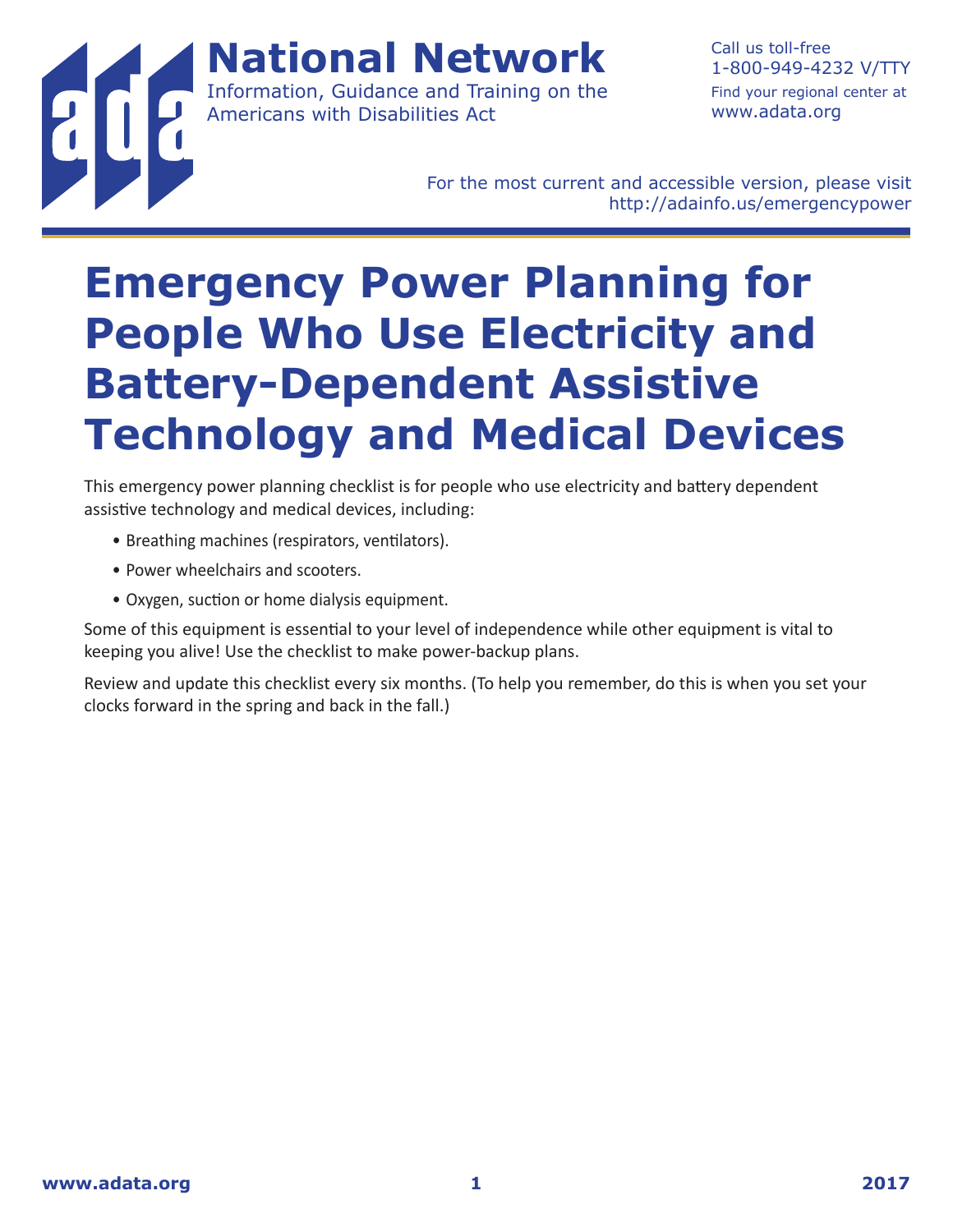**National Network**
Information, Guidance and Training on the Americans with Disabilities Act

Call us toll-free
1-800-949-4232 V/TTY
Find your regional center at
www.adata.org

For the most current and accessible version, please visit
http://adainfo.us/emergencypower

# Emergency Power Planning for People Who Use Electricity and Battery-Dependent Assistive Technology and Medical Devices

This emergency power planning checklist is for people who use electricity and battery dependent assistive technology and medical devices, including:

- Breathing machines (respirators, ventilators).
- Power wheelchairs and scooters.
- Oxygen, suction or home dialysis equipment.

Some of this equipment is essential to your level of independence while other equipment is vital to keeping you alive! Use the checklist to make power-backup plans.

Review and update this checklist every six months. (To help you remember, do this is when you set your clocks forward in the spring and back in the fall.)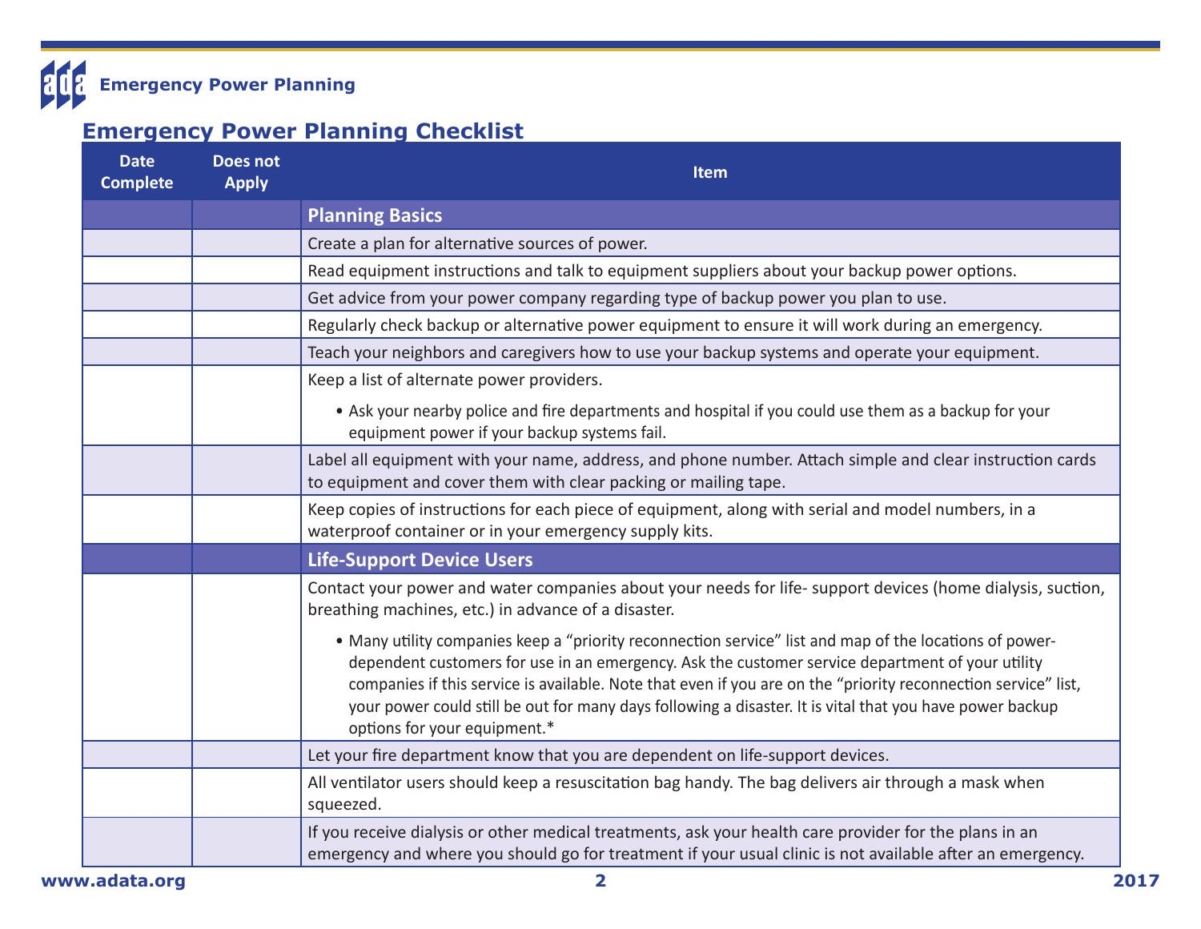## Emergency Power Planning Checklist

| Date Complete | Does not Apply | Item |
|---|---|---|
| | | **Planning Basics** |
| | | Create a plan for alternative sources of power. |
| | | Read equipment instructions and talk to equipment suppliers about your backup power options. |
| | | Get advice from your power company regarding type of backup power you plan to use. |
| | | Regularly check backup or alternative power equipment to ensure it will work during an emergency. |
| | | Teach your neighbors and caregivers how to use your backup systems and operate your equipment. |
| | | Keep a list of alternate power providers.<br>• Ask your nearby police and fire departments and hospital if you could use them as a backup for your equipment power if your backup systems fail. |
| | | Label all equipment with your name, address, and phone number. Attach simple and clear instruction cards to equipment and cover them with clear packing or mailing tape. |
| | | Keep copies of instructions for each piece of equipment, along with serial and model numbers, in a waterproof container or in your emergency supply kits. |
| | | **Life-Support Device Users** |
| | | Contact your power and water companies about your needs for life- support devices (home dialysis, suction, breathing machines, etc.) in advance of a disaster.<br>• Many utility companies keep a "priority reconnection service" list and map of the locations of power-dependent customers for use in an emergency. Ask the customer service department of your utility companies if this service is available. Note that even if you are on the "priority reconnection service" list, your power could still be out for many days following a disaster. It is vital that you have power backup options for your equipment.* |
| | | Let your fire department know that you are dependent on life-support devices. |
| | | All ventilator users should keep a resuscitation bag handy. The bag delivers air through a mask when squeezed. |
| | | If you receive dialysis or other medical treatments, ask your health care provider for the plans in an emergency and where you should go for treatment if your usual clinic is not available after an emergency. |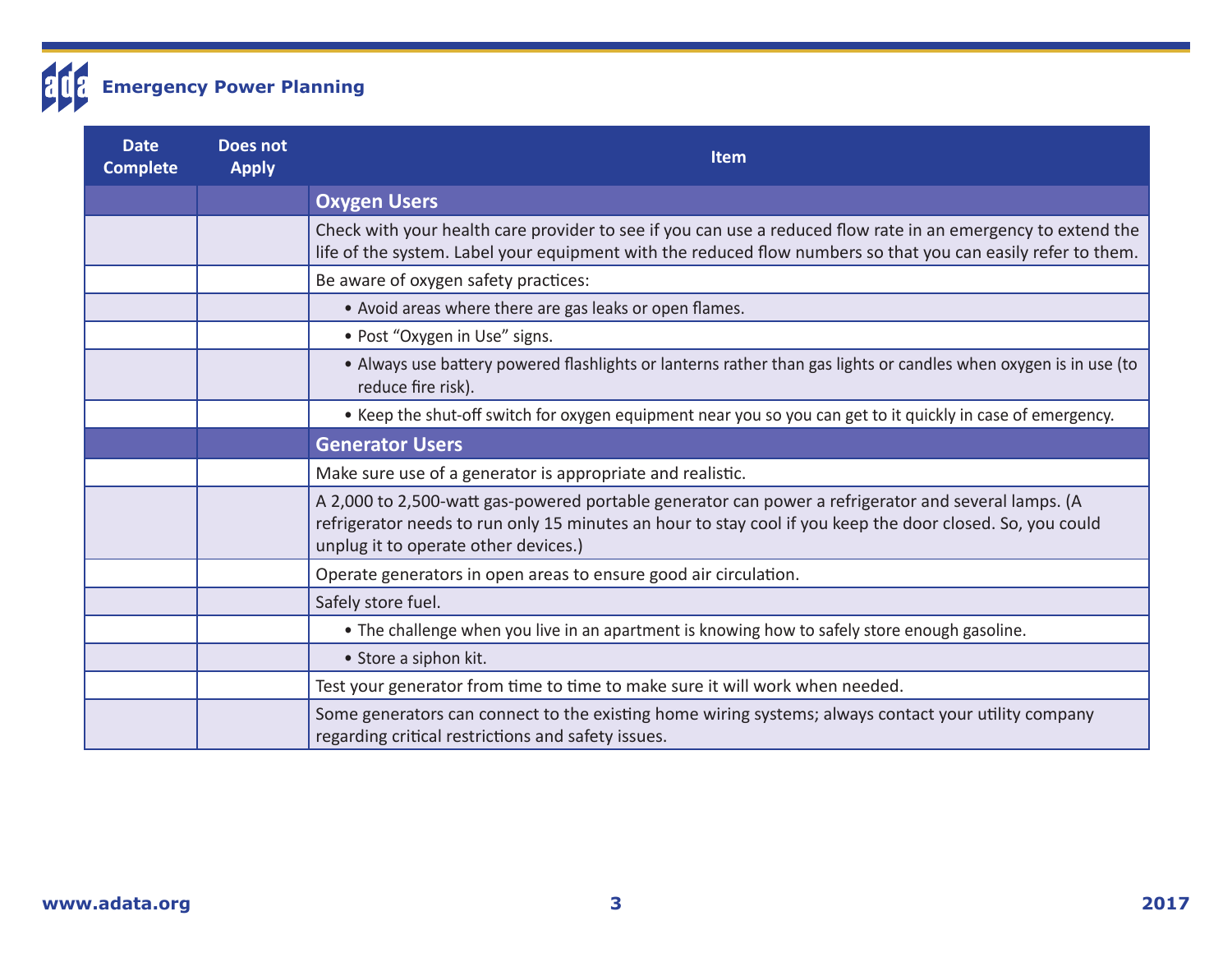| Date Complete | Does not Apply | Item |
|---|---|---|
| | | **Oxygen Users** |
| | | Check with your health care provider to see if you can use a reduced flow rate in an emergency to extend the life of the system. Label your equipment with the reduced flow numbers so that you can easily refer to them. |
| | | Be aware of oxygen safety practices: |
| | | • Avoid areas where there are gas leaks or open flames. |
| | | • Post "Oxygen in Use" signs. |
| | | • Always use battery powered flashlights or lanterns rather than gas lights or candles when oxygen is in use (to reduce fire risk). |
| | | • Keep the shut-off switch for oxygen equipment near you so you can get to it quickly in case of emergency. |
| | | **Generator Users** |
| | | Make sure use of a generator is appropriate and realistic. |
| | | A 2,000 to 2,500-watt gas-powered portable generator can power a refrigerator and several lamps. (A refrigerator needs to run only 15 minutes an hour to stay cool if you keep the door closed. So, you could unplug it to operate other devices.) |
| | | Operate generators in open areas to ensure good air circulation. |
| | | Safely store fuel. |
| | | • The challenge when you live in an apartment is knowing how to safely store enough gasoline. |
| | | • Store a siphon kit. |
| | | Test your generator from time to time to make sure it will work when needed. |
| | | Some generators can connect to the existing home wiring systems; always contact your utility company regarding critical restrictions and safety issues. |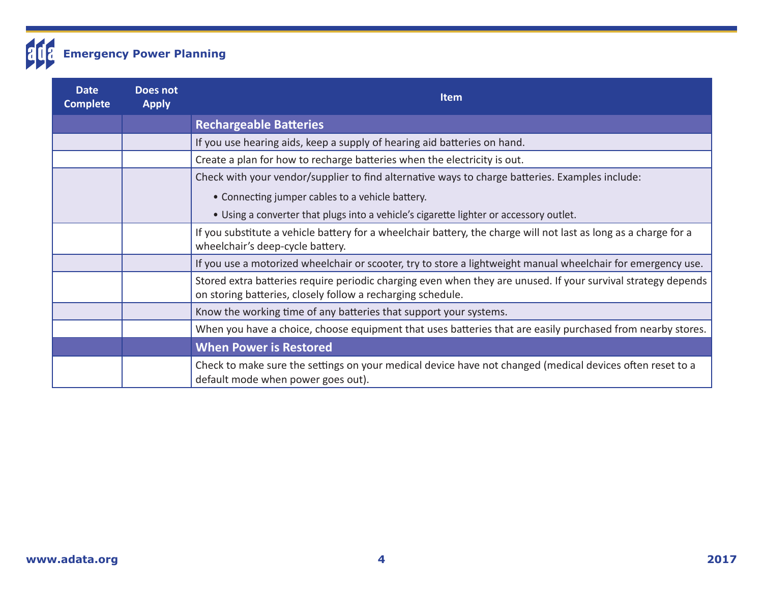## Emergency Power Planning

| Date Complete | Does not Apply | Item |
|---|---|---|
| | | **Rechargeable Batteries** |
| | | If you use hearing aids, keep a supply of hearing aid batteries on hand. |
| | | Create a plan for how to recharge batteries when the electricity is out. |
| | | Check with your vendor/supplier to find alternative ways to charge batteries. Examples include:<br>• Connecting jumper cables to a vehicle battery.<br>• Using a converter that plugs into a vehicle's cigarette lighter or accessory outlet. |
| | | If you substitute a vehicle battery for a wheelchair battery, the charge will not last as long as a charge for a wheelchair's deep-cycle battery. |
| | | If you use a motorized wheelchair or scooter, try to store a lightweight manual wheelchair for emergency use. |
| | | Stored extra batteries require periodic charging even when they are unused. If your survival strategy depends on storing batteries, closely follow a recharging schedule. |
| | | Know the working time of any batteries that support your systems. |
| | | When you have a choice, choose equipment that uses batteries that are easily purchased from nearby stores. |
| | | **When Power is Restored** |
| | | Check to make sure the settings on your medical device have not changed (medical devices often reset to a default mode when power goes out). |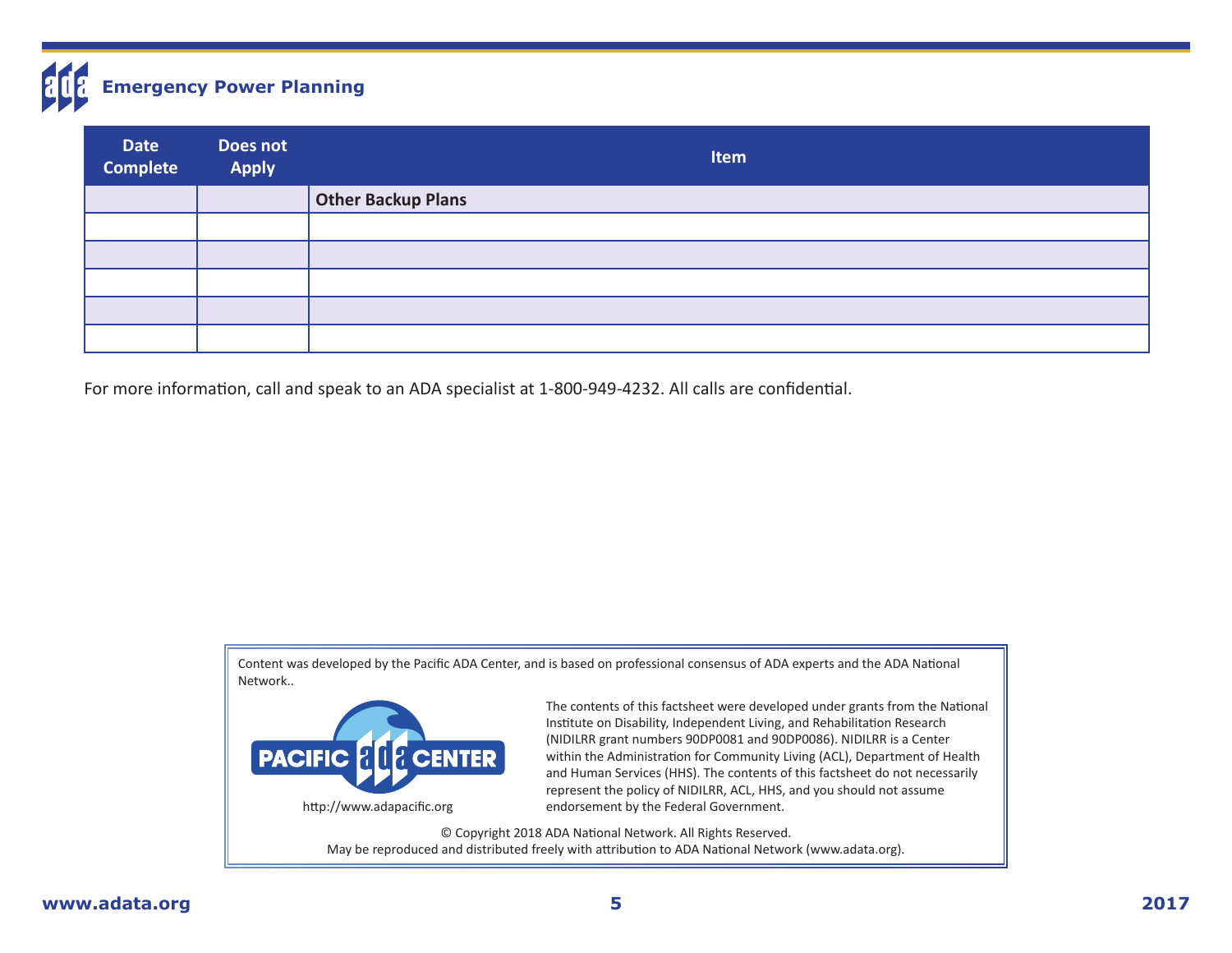## Emergency Power Planning

| Date Complete | Does not Apply | Item |
|---|---|---|
| | | **Other Backup Plans** |
| | | |
| | | |
| | | |
| | | |
| | | |

For more information, call and speak to an ADA specialist at 1-800-949-4232. All calls are confidential.

Content was developed by the Pacific ADA Center, and is based on professional consensus of ADA experts and the ADA National Network..

PACIFIC ADA CENTER

http://www.adapacific.org

The contents of this factsheet were developed under grants from the National Institute on Disability, Independent Living, and Rehabilitation Research (NIDILRR grant numbers 90DP0081 and 90DP0086). NIDILRR is a Center within the Administration for Community Living (ACL), Department of Health and Human Services (HHS). The contents of this factsheet do not necessarily represent the policy of NIDILRR, ACL, HHS, and you should not assume endorsement by the Federal Government.

© Copyright 2018 ADA National Network. All Rights Reserved.
May be reproduced and distributed freely with attribution to ADA National Network (www.adata.org).